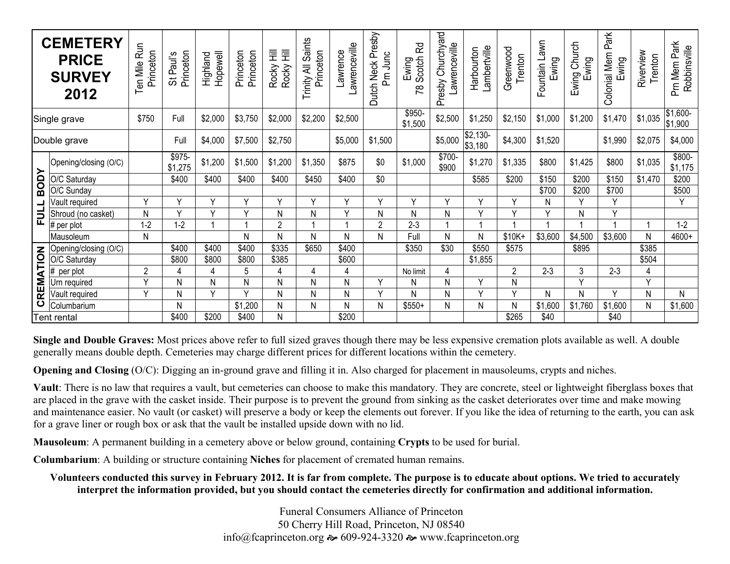| CEMETERY PRICE SURVEY 2012 | | Ten Mile Run Princeton | St Paul's Princeton | Highland Hopewell | Princeton Princeton | Rocky Hill Rocky Hill | Trinity All Saints Princeton | Lawrence Lawrenceville | Dutch Neck Presby Prn Junc | Ewing 78 Scotch Rd | Presby Churchyard Lawrenceville | Harbourton Lambertville | Greenwood Trenton | Fountain Lawn Ewing | Ewing Church Ewing | Colonial Mem Park Ewing | Riverview Trenton | Prn Mem Park Robbinsville |
|---|---|---|---|---|---|---|---|---|---|---|---|---|---|---|---|---|---|---|
| Single grave | | $750 | Full | $2,000 | $3,750 | $2,000 | $2,200 | $2,500 | | $950-$1,500 | $2,500 | $1,250 | $2,150 | $1,000 | $1,200 | $1,470 | $1,035 | $1,600-$1,900 |
| Double grave | | | Full | $4,000 | $7,500 | $2,750 | | $5,000 | $1,500 | | $5,000 | $2,130-$3,180 | $4,300 | $1,520 | | $1,990 | $2,075 | $4,000 |
| FULL BODY | Opening/closing (O/C) | | $975-$1,275 | $1,200 | $1,500 | $1,200 | $1,350 | $875 | $0 | $1,000 | $700-$900 | $1,270 | $1,335 | $800 | $1,425 | $800 | $1,035 | $800-$1,175 |
| | O/C Saturday | | $400 | $400 | $400 | $400 | $450 | $400 | $0 | | | $585 | $200 | $150 | $200 | $150 | $1,470 | $200 |
| | O/C Sunday | | | | | | | | | | | | | $700 | $200 | $700 | | $500 |
| | Vault required | Y | Y | Y | Y | Y | Y | Y | Y | Y | Y | Y | Y | N | Y | Y | | Y |
| | Shroud (no casket) | N | Y | Y | Y | N | N | Y | N | N | N | Y | Y | Y | N | Y | | |
| | # per plot | 1-2 | 1-2 | 1 | 1 | 2 | 1 | 1 | 2 | 2-3 | 1 | 1 | 1 | 1 | 1 | 1 | 1 | 1-2 |
| | Mausoleum | N | | | N | N | N | N | N | Full | N | N | $10K+ | $3,600 | $4,500 | $3,600 | N | 4600+ |
| CREMATION | Opening/closing (O/C) | | $400 | $400 | $400 | $335 | $650 | $400 | | $350 | $30 | $550 | $575 | | $895 | | $385 | |
| | O/C Saturday | | $800 | $800 | $800 | $385 | | $600 | | | | $1,855 | | | | | $504 | |
| | # per plot | 2 | 4 | 4 | 5 | 4 | 4 | 4 | | No limit | 4 | | 2 | 2-3 | 3 | 2-3 | 4 | |
| | Urn required | Y | N | N | N | N | N | N | Y | N | N | Y | N | | Y | | Y | |
| | Vault required | Y | N | Y | Y | N | N | N | Y | N | N | Y | Y | N | N | Y | N | N |
| | Columbarium | | N | | $1,200 | N | N | N | N | $550+ | N | N | N | $1,600 | $1,760 | $1,600 | N | $1,600 |
| Tent rental | | | $400 | $200 | $400 | N | | $200 | | | | | $265 | $40 | | $40 | | |

**Single and Double Graves:** Most prices above refer to full sized graves though there may be less expensive cremation plots available as well. A double generally means double depth. Cemeteries may charge different prices for different locations within the cemetery.

**Opening and Closing** (O/C): Digging an in-ground grave and filling it in. Also charged for placement in mausoleums, crypts and niches.

**Vault**: There is no law that requires a vault, but cemeteries can choose to make this mandatory. They are concrete, steel or lightweight fiberglass boxes that are placed in the grave with the casket inside. Their purpose is to prevent the ground from sinking as the casket deteriorates over time and make mowing and maintenance easier. No vault (or casket) will preserve a body or keep the elements out forever. If you like the idea of returning to the earth, you can ask for a grave liner or rough box or ask that the vault be installed upside down with no lid.

**Mausoleum**: A permanent building in a cemetery above or below ground, containing **Crypts** to be used for burial.

**Columbarium**: A building or structure containing **Niches** for placement of cremated human remains.

**Volunteers conducted this survey in February 2012. It is far from complete. The purpose is to educate about options. We tried to accurately interpret the information provided, but you should contact the cemeteries directly for confirmation and additional information.**

Funeral Consumers Alliance of Princeton
50 Cherry Hill Road, Princeton, NJ 08540
info@fcaprinceton.org ~ 609-924-3320 ~ www.fcaprinceton.org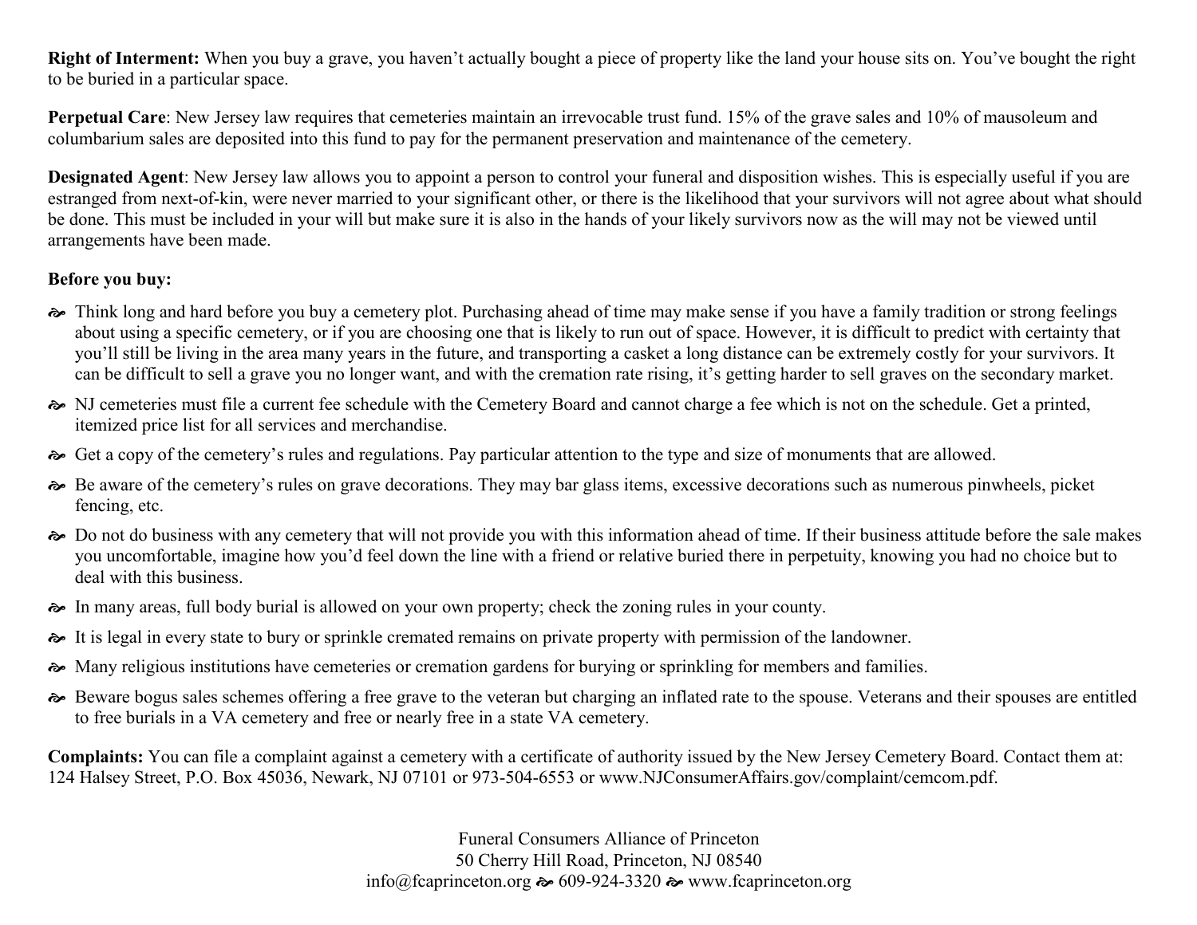**Right of Interment:** When you buy a grave, you haven't actually bought a piece of property like the land your house sits on. You've bought the right to be buried in a particular space.

**Perpetual Care**: New Jersey law requires that cemeteries maintain an irrevocable trust fund. 15% of the grave sales and 10% of mausoleum and columbarium sales are deposited into this fund to pay for the permanent preservation and maintenance of the cemetery.

**Designated Agent**: New Jersey law allows you to appoint a person to control your funeral and disposition wishes. This is especially useful if you are estranged from next-of-kin, were never married to your significant other, or there is the likelihood that your survivors will not agree about what should be done. This must be included in your will but make sure it is also in the hands of your likely survivors now as the will may not be viewed until arrangements have been made.

**Before you buy:**

- Think long and hard before you buy a cemetery plot. Purchasing ahead of time may make sense if you have a family tradition or strong feelings about using a specific cemetery, or if you are choosing one that is likely to run out of space. However, it is difficult to predict with certainty that you'll still be living in the area many years in the future, and transporting a casket a long distance can be extremely costly for your survivors. It can be difficult to sell a grave you no longer want, and with the cremation rate rising, it's getting harder to sell graves on the secondary market.
- NJ cemeteries must file a current fee schedule with the Cemetery Board and cannot charge a fee which is not on the schedule. Get a printed, itemized price list for all services and merchandise.
- Get a copy of the cemetery's rules and regulations. Pay particular attention to the type and size of monuments that are allowed.
- Be aware of the cemetery's rules on grave decorations. They may bar glass items, excessive decorations such as numerous pinwheels, picket fencing, etc.
- Do not do business with any cemetery that will not provide you with this information ahead of time. If their business attitude before the sale makes you uncomfortable, imagine how you'd feel down the line with a friend or relative buried there in perpetuity, knowing you had no choice but to deal with this business.
- In many areas, full body burial is allowed on your own property; check the zoning rules in your county.
- It is legal in every state to bury or sprinkle cremated remains on private property with permission of the landowner.
- Many religious institutions have cemeteries or cremation gardens for burying or sprinkling for members and families.
- Beware bogus sales schemes offering a free grave to the veteran but charging an inflated rate to the spouse. Veterans and their spouses are entitled to free burials in a VA cemetery and free or nearly free in a state VA cemetery.

**Complaints:** You can file a complaint against a cemetery with a certificate of authority issued by the New Jersey Cemetery Board. Contact them at: 124 Halsey Street, P.O. Box 45036, Newark, NJ 07101 or 973-504-6553 or www.NJConsumerAffairs.gov/complaint/cemcom.pdf.

Funeral Consumers Alliance of Princeton
50 Cherry Hill Road, Princeton, NJ 08540
info@fcaprinceton.org ~ 609-924-3320 ~ www.fcaprinceton.org